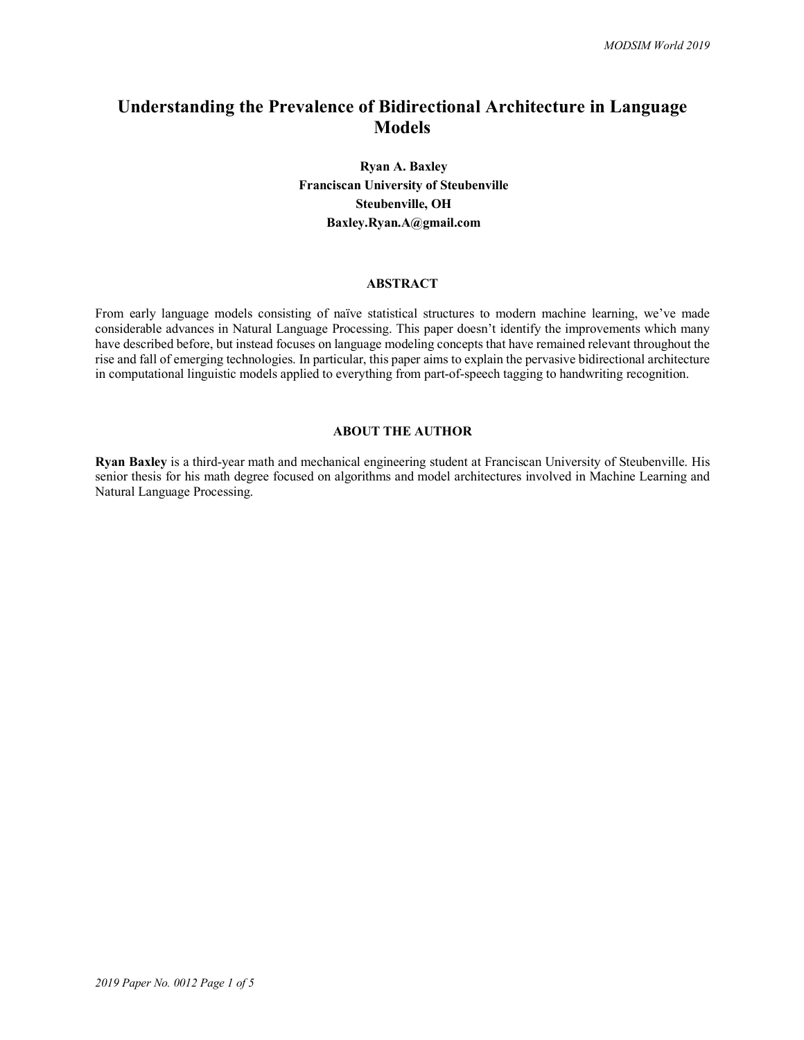# Understanding the Prevalence of Bidirectional Architecture in Language Models

**Ryan A. Baxley**
**Franciscan University of Steubenville**
**Steubenville, OH**
**Baxley.Ryan.A@gmail.com**

## ABSTRACT

From early language models consisting of naïve statistical structures to modern machine learning, we've made considerable advances in Natural Language Processing. This paper doesn't identify the improvements which many have described before, but instead focuses on language modeling concepts that have remained relevant throughout the rise and fall of emerging technologies. In particular, this paper aims to explain the pervasive bidirectional architecture in computational linguistic models applied to everything from part-of-speech tagging to handwriting recognition.

## ABOUT THE AUTHOR

**Ryan Baxley** is a third-year math and mechanical engineering student at Franciscan University of Steubenville. His senior thesis for his math degree focused on algorithms and model architectures involved in Machine Learning and Natural Language Processing.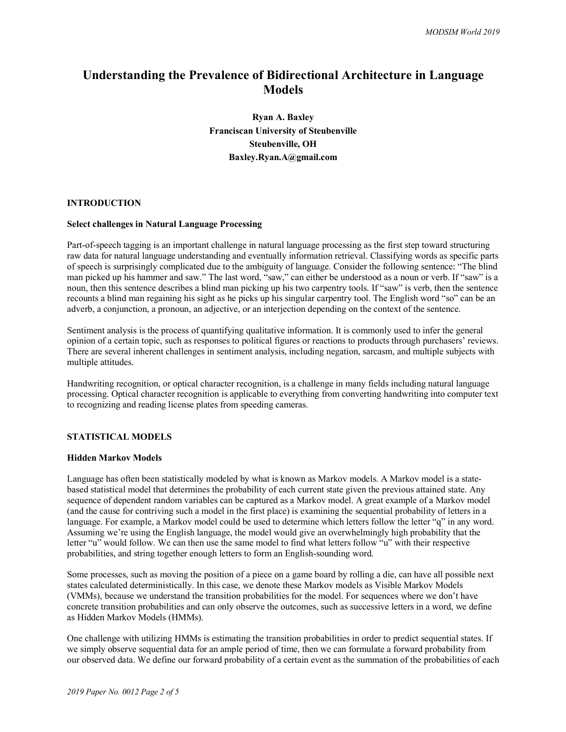# Understanding the Prevalence of Bidirectional Architecture in Language Models

**Ryan A. Baxley**
**Franciscan University of Steubenville**
**Steubenville, OH**
**Baxley.Ryan.A@gmail.com**

## INTRODUCTION

### Select challenges in Natural Language Processing

Part-of-speech tagging is an important challenge in natural language processing as the first step toward structuring raw data for natural language understanding and eventually information retrieval. Classifying words as specific parts of speech is surprisingly complicated due to the ambiguity of language. Consider the following sentence: "The blind man picked up his hammer and saw." The last word, "saw," can either be understood as a noun or verb. If "saw" is a noun, then this sentence describes a blind man picking up his two carpentry tools. If "saw" is verb, then the sentence recounts a blind man regaining his sight as he picks up his singular carpentry tool. The English word "so" can be an adverb, a conjunction, a pronoun, an adjective, or an interjection depending on the context of the sentence.

Sentiment analysis is the process of quantifying qualitative information. It is commonly used to infer the general opinion of a certain topic, such as responses to political figures or reactions to products through purchasers' reviews. There are several inherent challenges in sentiment analysis, including negation, sarcasm, and multiple subjects with multiple attitudes.

Handwriting recognition, or optical character recognition, is a challenge in many fields including natural language processing. Optical character recognition is applicable to everything from converting handwriting into computer text to recognizing and reading license plates from speeding cameras.

## STATISTICAL MODELS

### Hidden Markov Models

Language has often been statistically modeled by what is known as Markov models. A Markov model is a state-based statistical model that determines the probability of each current state given the previous attained state. Any sequence of dependent random variables can be captured as a Markov model. A great example of a Markov model (and the cause for contriving such a model in the first place) is examining the sequential probability of letters in a language. For example, a Markov model could be used to determine which letters follow the letter "q" in any word. Assuming we're using the English language, the model would give an overwhelmingly high probability that the letter "u" would follow. We can then use the same model to find what letters follow "u" with their respective probabilities, and string together enough letters to form an English-sounding word.

Some processes, such as moving the position of a piece on a game board by rolling a die, can have all possible next states calculated deterministically. In this case, we denote these Markov models as Visible Markov Models (VMMs), because we understand the transition probabilities for the model. For sequences where we don't have concrete transition probabilities and can only observe the outcomes, such as successive letters in a word, we define as Hidden Markov Models (HMMs).

One challenge with utilizing HMMs is estimating the transition probabilities in order to predict sequential states. If we simply observe sequential data for an ample period of time, then we can formulate a forward probability from our observed data. We define our forward probability of a certain event as the summation of the probabilities of each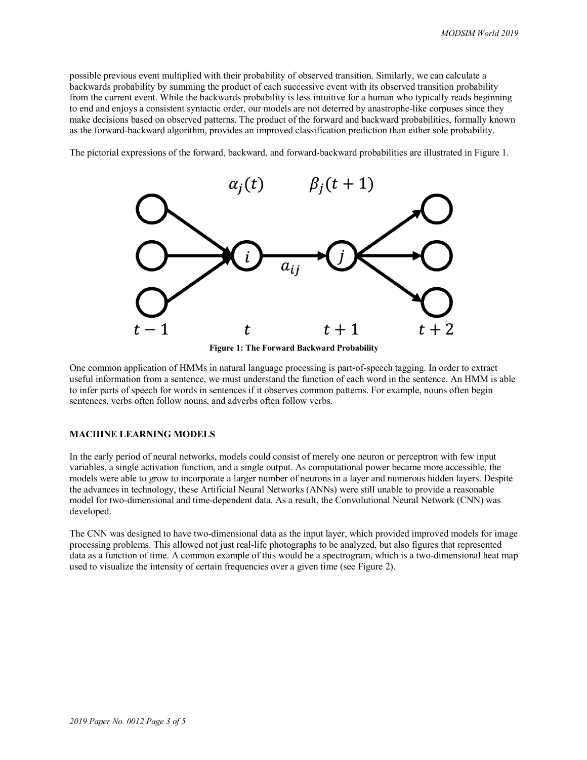possible previous event multiplied with their probability of observed transition. Similarly, we can calculate a backwards probability by summing the product of each successive event with its observed transition probability from the current event. While the backwards probability is less intuitive for a human who typically reads beginning to end and enjoys a consistent syntactic order, our models are not deterred by anastrophe-like corpuses since they make decisions based on observed patterns. The product of the forward and backward probabilities, formally known as the forward-backward algorithm, provides an improved classification prediction than either sole probability.

The pictorial expressions of the forward, backward, and forward-backward probabilities are illustrated in Figure 1.

**Figure 1: The Forward Backward Probability**

One common application of HMMs in natural language processing is part-of-speech tagging. In order to extract useful information from a sentence, we must understand the function of each word in the sentence. An HMM is able to infer parts of speech for words in sentences if it observes common patterns. For example, nouns often begin sentences, verbs often follow nouns, and adverbs often follow verbs.

## MACHINE LEARNING MODELS

In the early period of neural networks, models could consist of merely one neuron or perceptron with few input variables, a single activation function, and a single output. As computational power became more accessible, the models were able to grow to incorporate a larger number of neurons in a layer and numerous hidden layers. Despite the advances in technology, these Artificial Neural Networks (ANNs) were still unable to provide a reasonable model for two-dimensional and time-dependent data. As a result, the Convolutional Neural Network (CNN) was developed.

The CNN was designed to have two-dimensional data as the input layer, which provided improved models for image processing problems. This allowed not just real-life photographs to be analyzed, but also figures that represented data as a function of time. A common example of this would be a spectrogram, which is a two-dimensional heat map used to visualize the intensity of certain frequencies over a given time (see Figure 2).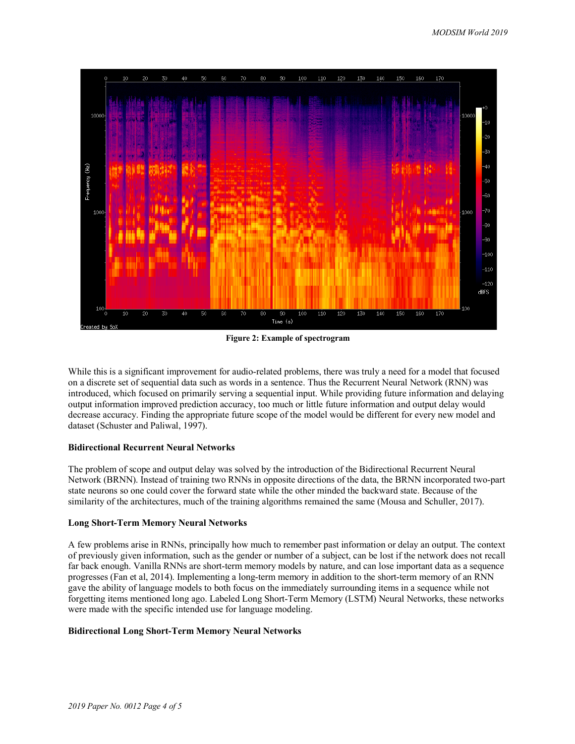**Figure 2: Example of spectrogram**

While this is a significant improvement for audio-related problems, there was truly a need for a model that focused on a discrete set of sequential data such as words in a sentence. Thus the Recurrent Neural Network (RNN) was introduced, which focused on primarily serving a sequential input. While providing future information and delaying output information improved prediction accuracy, too much or little future information and output delay would decrease accuracy. Finding the appropriate future scope of the model would be different for every new model and dataset (Schuster and Paliwal, 1997).

**Bidirectional Recurrent Neural Networks**

The problem of scope and output delay was solved by the introduction of the Bidirectional Recurrent Neural Network (BRNN). Instead of training two RNNs in opposite directions of the data, the BRNN incorporated two-part state neurons so one could cover the forward state while the other minded the backward state. Because of the similarity of the architectures, much of the training algorithms remained the same (Mousa and Schuller, 2017).

**Long Short-Term Memory Neural Networks**

A few problems arise in RNNs, principally how much to remember past information or delay an output. The context of previously given information, such as the gender or number of a subject, can be lost if the network does not recall far back enough. Vanilla RNNs are short-term memory models by nature, and can lose important data as a sequence progresses (Fan et al, 2014). Implementing a long-term memory in addition to the short-term memory of an RNN gave the ability of language models to both focus on the immediately surrounding items in a sequence while not forgetting items mentioned long ago. Labeled Long Short-Term Memory (LSTM) Neural Networks, these networks were made with the specific intended use for language modeling.

**Bidirectional Long Short-Term Memory Neural Networks**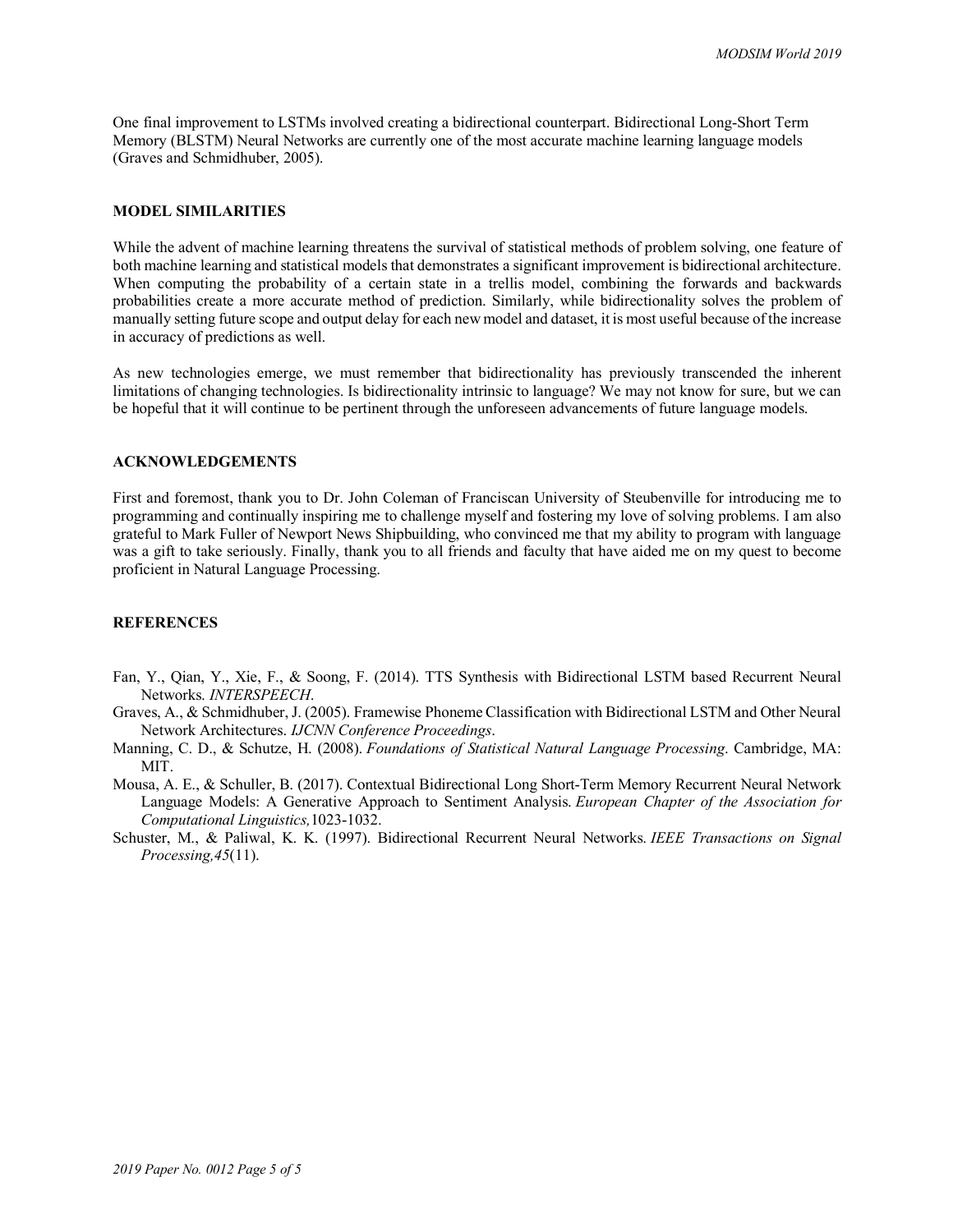One final improvement to LSTMs involved creating a bidirectional counterpart. Bidirectional Long-Short Term Memory (BLSTM) Neural Networks are currently one of the most accurate machine learning language models (Graves and Schmidhuber, 2005).

## MODEL SIMILARITIES

While the advent of machine learning threatens the survival of statistical methods of problem solving, one feature of both machine learning and statistical models that demonstrates a significant improvement is bidirectional architecture. When computing the probability of a certain state in a trellis model, combining the forwards and backwards probabilities create a more accurate method of prediction. Similarly, while bidirectionality solves the problem of manually setting future scope and output delay for each new model and dataset, it is most useful because of the increase in accuracy of predictions as well.

As new technologies emerge, we must remember that bidirectionality has previously transcended the inherent limitations of changing technologies. Is bidirectionality intrinsic to language? We may not know for sure, but we can be hopeful that it will continue to be pertinent through the unforeseen advancements of future language models.

## ACKNOWLEDGEMENTS

First and foremost, thank you to Dr. John Coleman of Franciscan University of Steubenville for introducing me to programming and continually inspiring me to challenge myself and fostering my love of solving problems. I am also grateful to Mark Fuller of Newport News Shipbuilding, who convinced me that my ability to program with language was a gift to take seriously. Finally, thank you to all friends and faculty that have aided me on my quest to become proficient in Natural Language Processing.

## REFERENCES

Fan, Y., Qian, Y., Xie, F., & Soong, F. (2014). TTS Synthesis with Bidirectional LSTM based Recurrent Neural Networks. *INTERSPEECH*.

Graves, A., & Schmidhuber, J. (2005). Framewise Phoneme Classification with Bidirectional LSTM and Other Neural Network Architectures. *IJCNN Conference Proceedings*.

Manning, C. D., & Schutze, H. (2008). *Foundations of Statistical Natural Language Processing*. Cambridge, MA: MIT.

Mousa, A. E., & Schuller, B. (2017). Contextual Bidirectional Long Short-Term Memory Recurrent Neural Network Language Models: A Generative Approach to Sentiment Analysis. *European Chapter of the Association for Computational Linguistics,*1023-1032.

Schuster, M., & Paliwal, K. K. (1997). Bidirectional Recurrent Neural Networks. *IEEE Transactions on Signal Processing,45*(11).